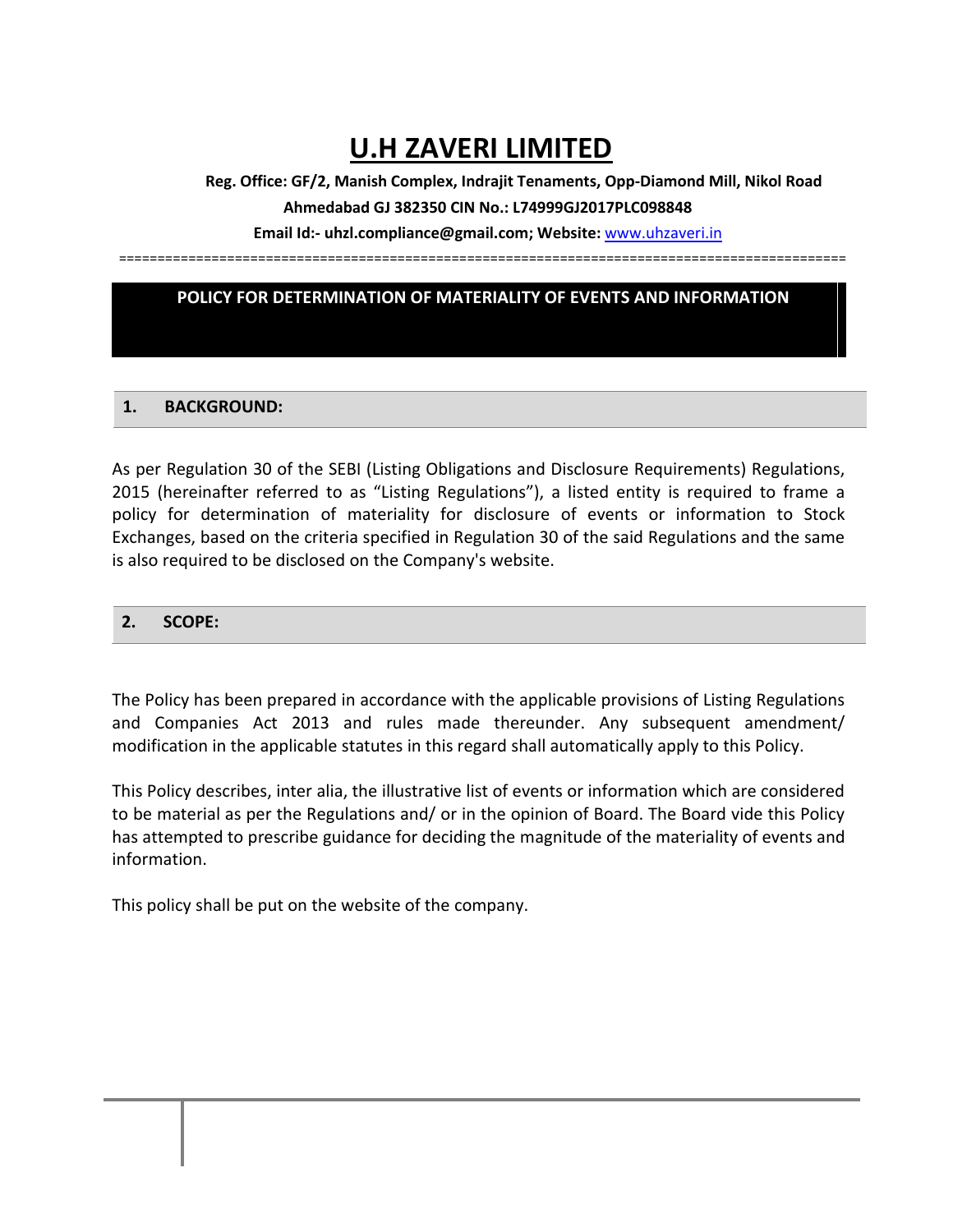# U.H ZAVERI LIMITED

**Reg. Office: GF/2, Manish Complex, Indrajit Tenaments, Opp-Diamond Mill, Nikol Road Ahmedabad GJ 382350 CIN No.: L74999GJ2017PLC098848**

**Email Id:- uhzl.compliance@gmail.com; Website:** www.uhzaveri.in

## POLICY FOR DETERMINATION OF MATERIALITY OF EVENTS AND INFORMATION

### 1. BACKGROUND:

As per Regulation 30 of the SEBI (Listing Obligations and Disclosure Requirements) Regulations, 2015 (hereinafter referred to as "Listing Regulations"), a listed entity is required to frame a policy for determination of materiality for disclosure of events or information to Stock Exchanges, based on the criteria specified in Regulation 30 of the said Regulations and the same is also required to be disclosed on the Company's website.

### 2. SCOPE:

The Policy has been prepared in accordance with the applicable provisions of Listing Regulations and Companies Act 2013 and rules made thereunder. Any subsequent amendment/ modification in the applicable statutes in this regard shall automatically apply to this Policy.

This Policy describes, inter alia, the illustrative list of events or information which are considered to be material as per the Regulations and/ or in the opinion of Board. The Board vide this Policy has attempted to prescribe guidance for deciding the magnitude of the materiality of events and information.

This policy shall be put on the website of the company.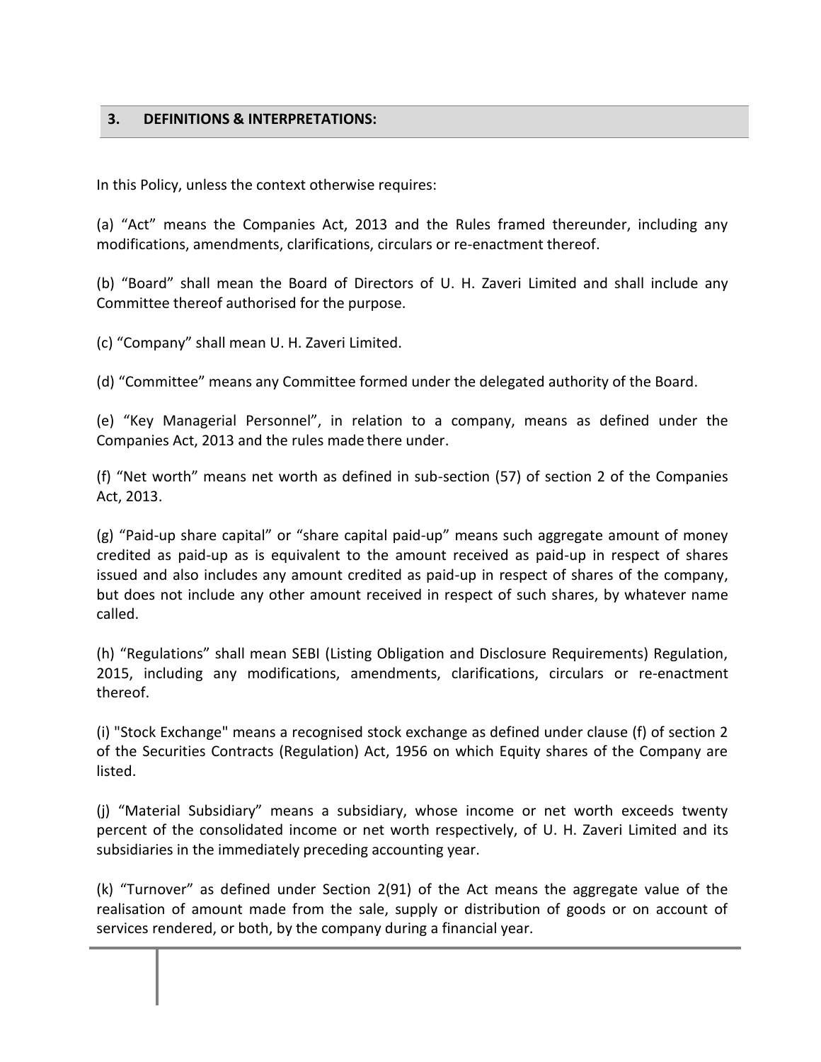## 3. DEFINITIONS & INTERPRETATIONS:

In this Policy, unless the context otherwise requires:

(a) "Act" means the Companies Act, 2013 and the Rules framed thereunder, including any modifications, amendments, clarifications, circulars or re-enactment thereof.

(b) "Board" shall mean the Board of Directors of U. H. Zaveri Limited and shall include any Committee thereof authorised for the purpose.

(c) "Company" shall mean U. H. Zaveri Limited.

(d) "Committee" means any Committee formed under the delegated authority of the Board.

(e) "Key Managerial Personnel", in relation to a company, means as defined under the Companies Act, 2013 and the rules made there under.

(f) "Net worth" means net worth as defined in sub-section (57) of section 2 of the Companies Act, 2013.

(g) "Paid-up share capital" or "share capital paid-up" means such aggregate amount of money credited as paid-up as is equivalent to the amount received as paid-up in respect of shares issued and also includes any amount credited as paid-up in respect of shares of the company, but does not include any other amount received in respect of such shares, by whatever name called.

(h) "Regulations" shall mean SEBI (Listing Obligation and Disclosure Requirements) Regulation, 2015, including any modifications, amendments, clarifications, circulars or re-enactment thereof.

(i) "Stock Exchange" means a recognised stock exchange as defined under clause (f) of section 2 of the Securities Contracts (Regulation) Act, 1956 on which Equity shares of the Company are listed.

(j) "Material Subsidiary" means a subsidiary, whose income or net worth exceeds twenty percent of the consolidated income or net worth respectively, of U. H. Zaveri Limited and its subsidiaries in the immediately preceding accounting year.

(k) "Turnover" as defined under Section 2(91) of the Act means the aggregate value of the realisation of amount made from the sale, supply or distribution of goods or on account of services rendered, or both, by the company during a financial year.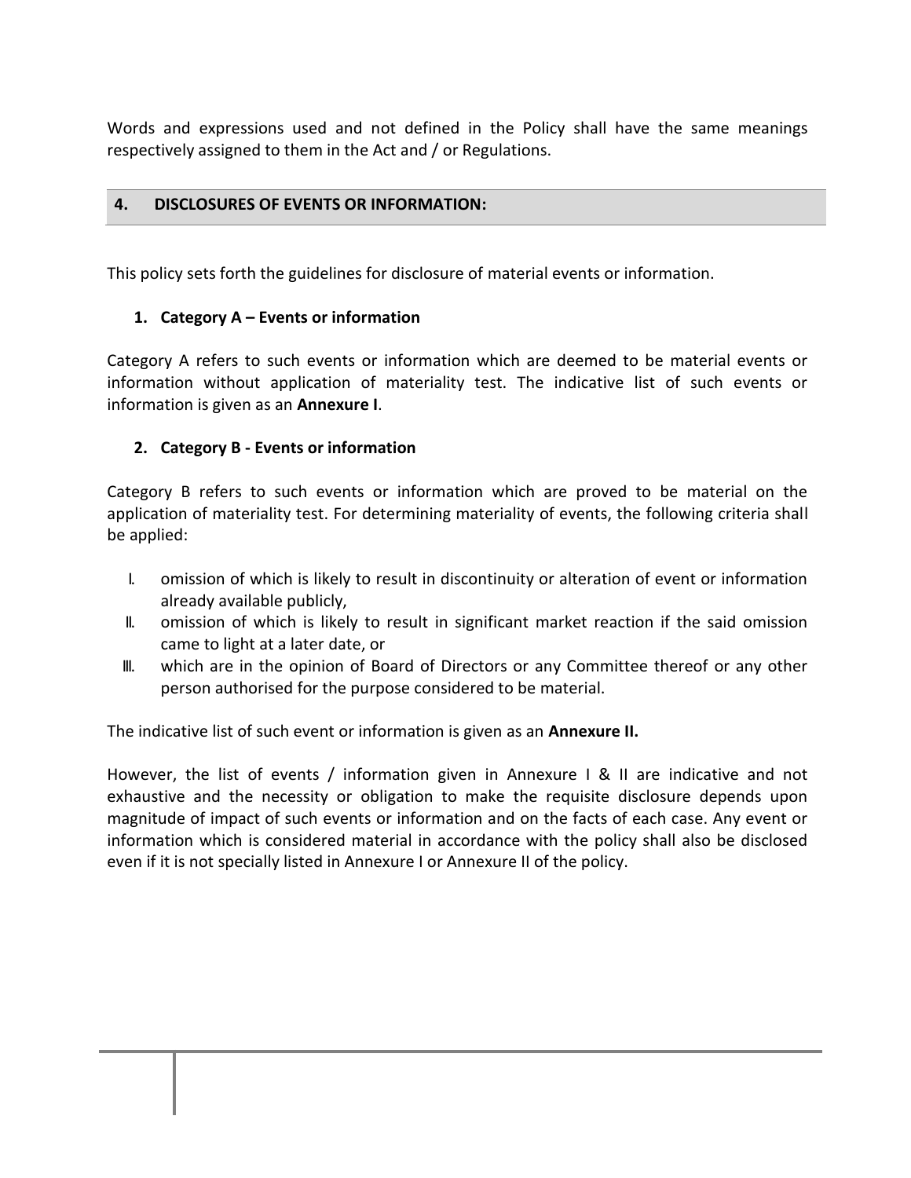Words and expressions used and not defined in the Policy shall have the same meanings respectively assigned to them in the Act and / or Regulations.

## 4. DISCLOSURES OF EVENTS OR INFORMATION:

This policy sets forth the guidelines for disclosure of material events or information.

### 1. Category A – Events or information

Category A refers to such events or information which are deemed to be material events or information without application of materiality test. The indicative list of such events or information is given as an **Annexure I**.

### 2. Category B - Events or information

Category B refers to such events or information which are proved to be material on the application of materiality test. For determining materiality of events, the following criteria shall be applied:

I. omission of which is likely to result in discontinuity or alteration of event or information already available publicly,
II. omission of which is likely to result in significant market reaction if the said omission came to light at a later date, or
III. which are in the opinion of Board of Directors or any Committee thereof or any other person authorised for the purpose considered to be material.

The indicative list of such event or information is given as an **Annexure II.**

However, the list of events / information given in Annexure I & II are indicative and not exhaustive and the necessity or obligation to make the requisite disclosure depends upon magnitude of impact of such events or information and on the facts of each case. Any event or information which is considered material in accordance with the policy shall also be disclosed even if it is not specially listed in Annexure I or Annexure II of the policy.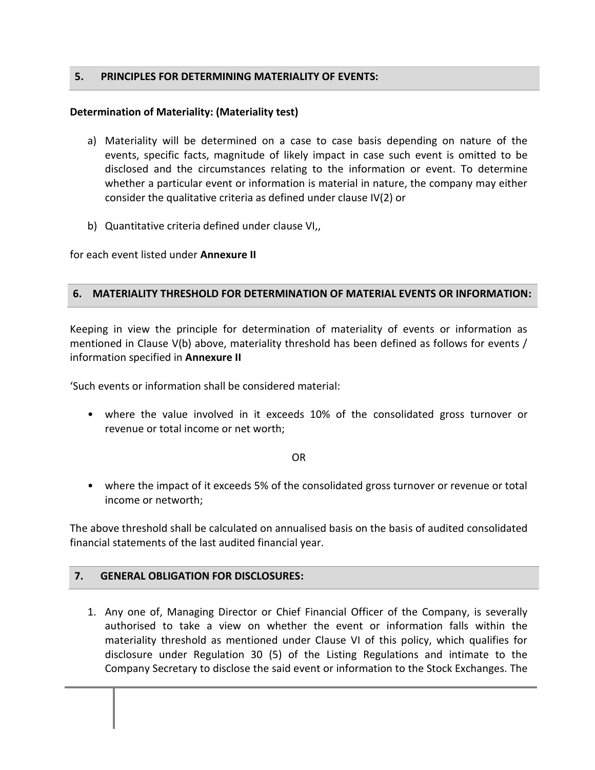## 5. PRINCIPLES FOR DETERMINING MATERIALITY OF EVENTS:

**Determination of Materiality: (Materiality test)**

a) Materiality will be determined on a case to case basis depending on nature of the events, specific facts, magnitude of likely impact in case such event is omitted to be disclosed and the circumstances relating to the information or event. To determine whether a particular event or information is material in nature, the company may either consider the qualitative criteria as defined under clause IV(2) or

b) Quantitative criteria defined under clause VI,,

for each event listed under **Annexure II**

## 6. MATERIALITY THRESHOLD FOR DETERMINATION OF MATERIAL EVENTS OR INFORMATION:

Keeping in view the principle for determination of materiality of events or information as mentioned in Clause V(b) above, materiality threshold has been defined as follows for events / information specified in **Annexure II**

'Such events or information shall be considered material:

- where the value involved in it exceeds 10% of the consolidated gross turnover or revenue or total income or net worth;

OR

- where the impact of it exceeds 5% of the consolidated gross turnover or revenue or total income or networth;

The above threshold shall be calculated on annualised basis on the basis of audited consolidated financial statements of the last audited financial year.

## 7. GENERAL OBLIGATION FOR DISCLOSURES:

1. Any one of, Managing Director or Chief Financial Officer of the Company, is severally authorised to take a view on whether the event or information falls within the materiality threshold as mentioned under Clause VI of this policy, which qualifies for disclosure under Regulation 30 (5) of the Listing Regulations and intimate to the Company Secretary to disclose the said event or information to the Stock Exchanges. The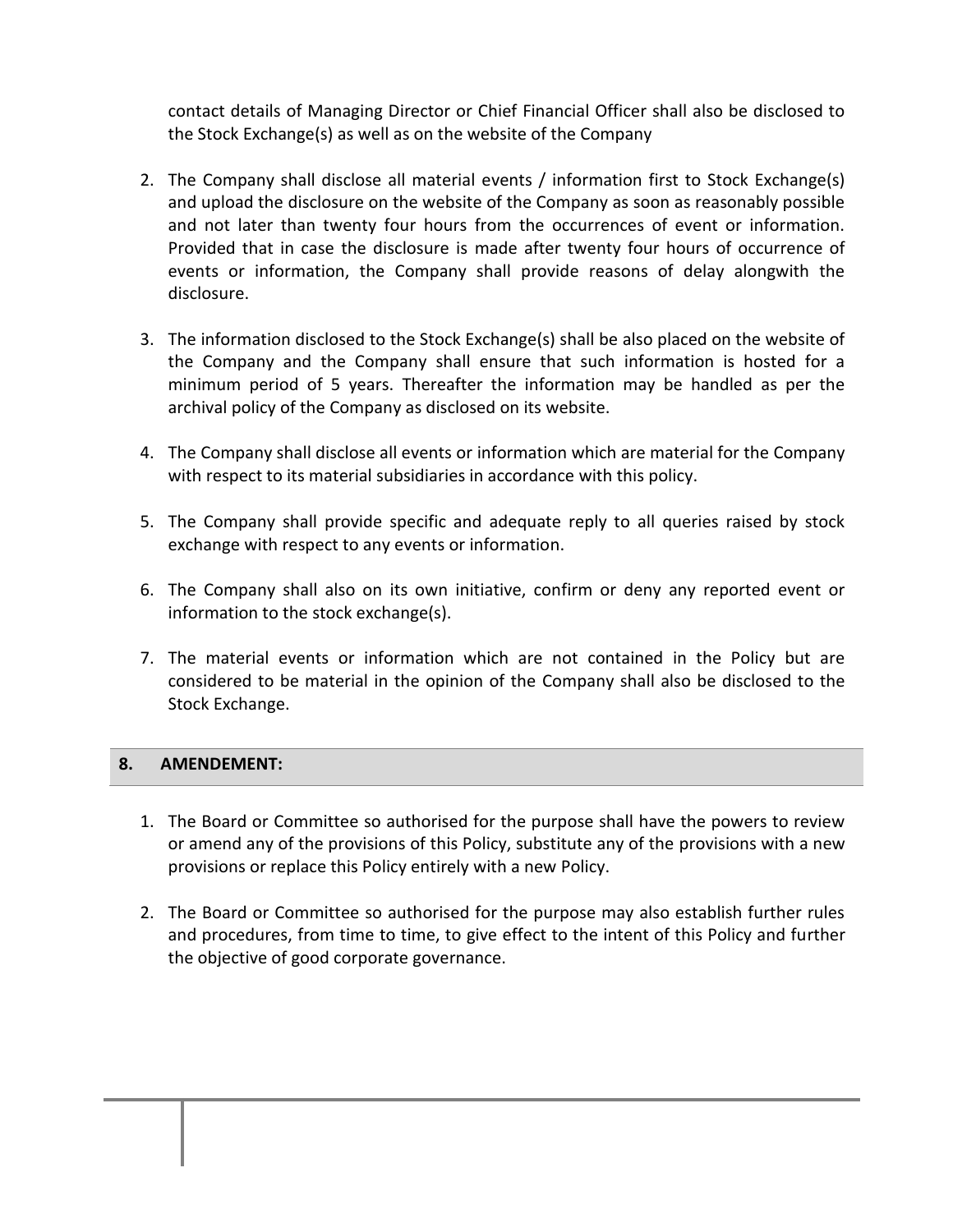contact details of Managing Director or Chief Financial Officer shall also be disclosed to the Stock Exchange(s) as well as on the website of the Company

2. The Company shall disclose all material events / information first to Stock Exchange(s) and upload the disclosure on the website of the Company as soon as reasonably possible and not later than twenty four hours from the occurrences of event or information. Provided that in case the disclosure is made after twenty four hours of occurrence of events or information, the Company shall provide reasons of delay alongwith the disclosure.

3. The information disclosed to the Stock Exchange(s) shall be also placed on the website of the Company and the Company shall ensure that such information is hosted for a minimum period of 5 years. Thereafter the information may be handled as per the archival policy of the Company as disclosed on its website.

4. The Company shall disclose all events or information which are material for the Company with respect to its material subsidiaries in accordance with this policy.

5. The Company shall provide specific and adequate reply to all queries raised by stock exchange with respect to any events or information.

6. The Company shall also on its own initiative, confirm or deny any reported event or information to the stock exchange(s).

7. The material events or information which are not contained in the Policy but are considered to be material in the opinion of the Company shall also be disclosed to the Stock Exchange.

## 8. AMENDEMENT:

1. The Board or Committee so authorised for the purpose shall have the powers to review or amend any of the provisions of this Policy, substitute any of the provisions with a new provisions or replace this Policy entirely with a new Policy.

2. The Board or Committee so authorised for the purpose may also establish further rules and procedures, from time to time, to give effect to the intent of this Policy and further the objective of good corporate governance.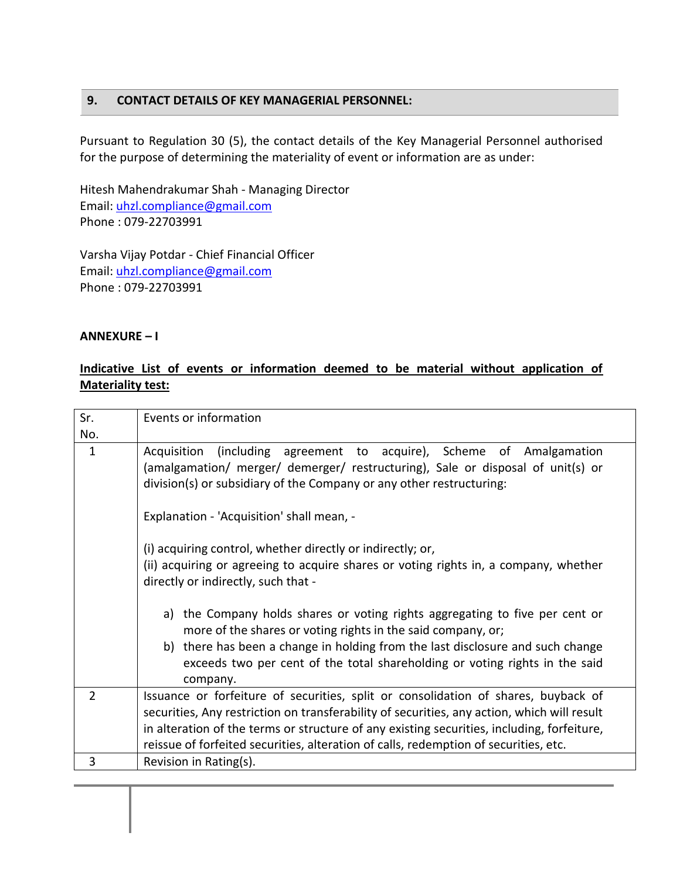## 9. CONTACT DETAILS OF KEY MANAGERIAL PERSONNEL:

Pursuant to Regulation 30 (5), the contact details of the Key Managerial Personnel authorised for the purpose of determining the materiality of event or information are as under:

Hitesh Mahendrakumar Shah - Managing Director
Email: uhzl.compliance@gmail.com
Phone : 079-22703991

Varsha Vijay Potdar - Chief Financial Officer
Email: uhzl.compliance@gmail.com
Phone : 079-22703991

**ANNEXURE – I**

**Indicative List of events or information deemed to be material without application of Materiality test:**

| Sr. No. | Events or information |
|---|---|
| 1 | Acquisition (including agreement to acquire), Scheme of Amalgamation (amalgamation/ merger/ demerger/ restructuring), Sale or disposal of unit(s) or division(s) or subsidiary of the Company or any other restructuring:<br><br>Explanation - 'Acquisition' shall mean, -<br><br>(i) acquiring control, whether directly or indirectly; or,<br>(ii) acquiring or agreeing to acquire shares or voting rights in, a company, whether directly or indirectly, such that -<br><br>a) the Company holds shares or voting rights aggregating to five per cent or more of the shares or voting rights in the said company, or;<br>b) there has been a change in holding from the last disclosure and such change exceeds two per cent of the total shareholding or voting rights in the said company. |
| 2 | Issuance or forfeiture of securities, split or consolidation of shares, buyback of securities, Any restriction on transferability of securities, any action, which will result in alteration of the terms or structure of any existing securities, including, forfeiture, reissue of forfeited securities, alteration of calls, redemption of securities, etc. |
| 3 | Revision in Rating(s). |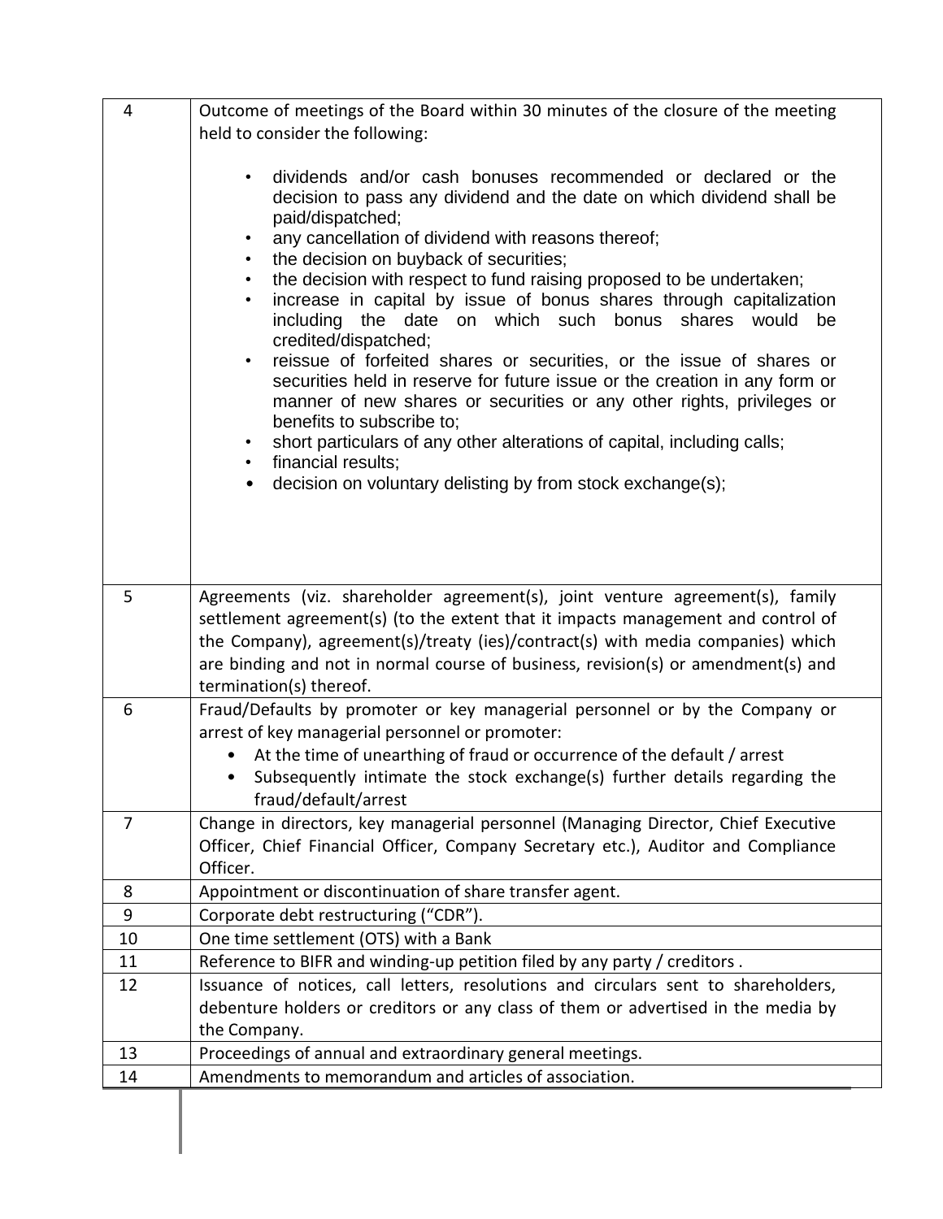| | |
|---|---|
| 4 | Outcome of meetings of the Board within 30 minutes of the closure of the meeting held to consider the following:<br><br>• dividends and/or cash bonuses recommended or declared or the decision to pass any dividend and the date on which dividend shall be paid/dispatched;<br>• any cancellation of dividend with reasons thereof;<br>• the decision on buyback of securities;<br>• the decision with respect to fund raising proposed to be undertaken;<br>• increase in capital by issue of bonus shares through capitalization including the date on which such bonus shares would be credited/dispatched;<br>• reissue of forfeited shares or securities, or the issue of shares or securities held in reserve for future issue or the creation in any form or manner of new shares or securities or any other rights, privileges or benefits to subscribe to;<br>• short particulars of any other alterations of capital, including calls;<br>• financial results;<br>• decision on voluntary delisting by from stock exchange(s); |
| 5 | Agreements (viz. shareholder agreement(s), joint venture agreement(s), family settlement agreement(s) (to the extent that it impacts management and control of the Company), agreement(s)/treaty (ies)/contract(s) with media companies) which are binding and not in normal course of business, revision(s) or amendment(s) and termination(s) thereof. |
| 6 | Fraud/Defaults by promoter or key managerial personnel or by the Company or arrest of key managerial personnel or promoter:<br>• At the time of unearthing of fraud or occurrence of the default / arrest<br>• Subsequently intimate the stock exchange(s) further details regarding the fraud/default/arrest |
| 7 | Change in directors, key managerial personnel (Managing Director, Chief Executive Officer, Chief Financial Officer, Company Secretary etc.), Auditor and Compliance Officer. |
| 8 | Appointment or discontinuation of share transfer agent. |
| 9 | Corporate debt restructuring ("CDR"). |
| 10 | One time settlement (OTS) with a Bank |
| 11 | Reference to BIFR and winding-up petition filed by any party / creditors . |
| 12 | Issuance of notices, call letters, resolutions and circulars sent to shareholders, debenture holders or creditors or any class of them or advertised in the media by the Company. |
| 13 | Proceedings of annual and extraordinary general meetings. |
| 14 | Amendments to memorandum and articles of association. |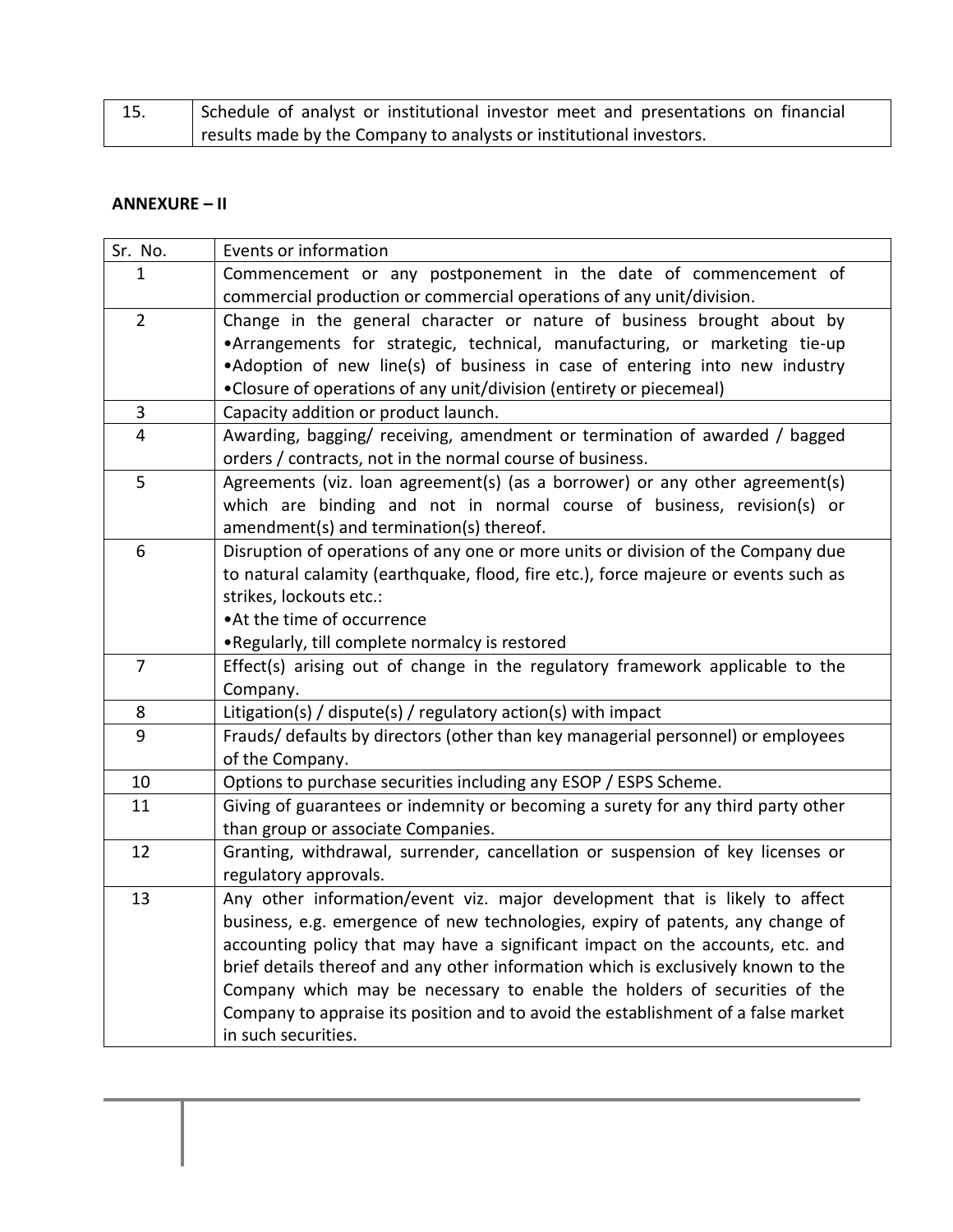| | |
|---|---|
| 15. | Schedule of analyst or institutional investor meet and presentations on financial results made by the Company to analysts or institutional investors. |

**ANNEXURE – II**

| Sr. No. | Events or information |
|---|---|
| 1 | Commencement or any postponement in the date of commencement of commercial production or commercial operations of any unit/division. |
| 2 | Change in the general character or nature of business brought about by<br>•Arrangements for strategic, technical, manufacturing, or marketing tie-up<br>•Adoption of new line(s) of business in case of entering into new industry<br>•Closure of operations of any unit/division (entirety or piecemeal) |
| 3 | Capacity addition or product launch. |
| 4 | Awarding, bagging/ receiving, amendment or termination of awarded / bagged orders / contracts, not in the normal course of business. |
| 5 | Agreements (viz. loan agreement(s) (as a borrower) or any other agreement(s) which are binding and not in normal course of business, revision(s) or amendment(s) and termination(s) thereof. |
| 6 | Disruption of operations of any one or more units or division of the Company due to natural calamity (earthquake, flood, fire etc.), force majeure or events such as strikes, lockouts etc.:<br>•At the time of occurrence<br>•Regularly, till complete normalcy is restored |
| 7 | Effect(s) arising out of change in the regulatory framework applicable to the Company. |
| 8 | Litigation(s) / dispute(s) / regulatory action(s) with impact |
| 9 | Frauds/ defaults by directors (other than key managerial personnel) or employees of the Company. |
| 10 | Options to purchase securities including any ESOP / ESPS Scheme. |
| 11 | Giving of guarantees or indemnity or becoming a surety for any third party other than group or associate Companies. |
| 12 | Granting, withdrawal, surrender, cancellation or suspension of key licenses or regulatory approvals. |
| 13 | Any other information/event viz. major development that is likely to affect business, e.g. emergence of new technologies, expiry of patents, any change of accounting policy that may have a significant impact on the accounts, etc. and brief details thereof and any other information which is exclusively known to the Company which may be necessary to enable the holders of securities of the Company to appraise its position and to avoid the establishment of a false market in such securities. |